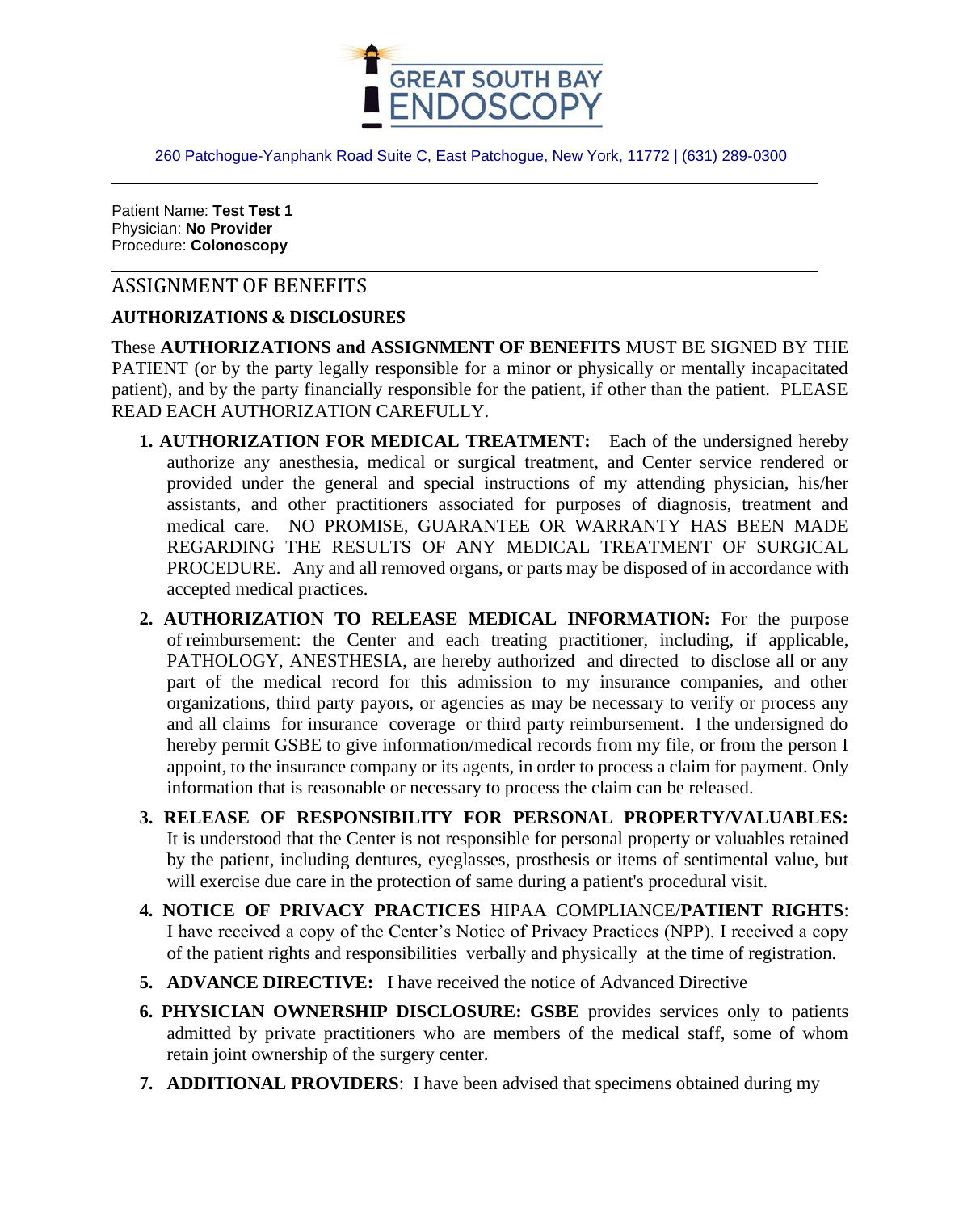GREAT SOUTH BAY ENDOSCOPY

260 Patchogue-Yanphank Road Suite C, East Patchogue, New York, 11772 | (631) 289-0300

Patient Name: **Test Test 1**
Physician: **No Provider**
Procedure: **Colonoscopy**

## ASSIGNMENT OF BENEFITS

### AUTHORIZATIONS & DISCLOSURES

These **AUTHORIZATIONS and ASSIGNMENT OF BENEFITS** MUST BE SIGNED BY THE PATIENT (or by the party legally responsible for a minor or physically or mentally incapacitated patient), and by the party financially responsible for the patient, if other than the patient. PLEASE READ EACH AUTHORIZATION CAREFULLY.

1. **AUTHORIZATION FOR MEDICAL TREATMENT:** Each of the undersigned hereby authorize any anesthesia, medical or surgical treatment, and Center service rendered or provided under the general and special instructions of my attending physician, his/her assistants, and other practitioners associated for purposes of diagnosis, treatment and medical care. NO PROMISE, GUARANTEE OR WARRANTY HAS BEEN MADE REGARDING THE RESULTS OF ANY MEDICAL TREATMENT OF SURGICAL PROCEDURE. Any and all removed organs, or parts may be disposed of in accordance with accepted medical practices.
2. **AUTHORIZATION TO RELEASE MEDICAL INFORMATION:** For the purpose of reimbursement: the Center and each treating practitioner, including, if applicable, PATHOLOGY, ANESTHESIA, are hereby authorized and directed to disclose all or any part of the medical record for this admission to my insurance companies, and other organizations, third party payors, or agencies as may be necessary to verify or process any and all claims for insurance coverage or third party reimbursement. I the undersigned do hereby permit GSBE to give information/medical records from my file, or from the person I appoint, to the insurance company or its agents, in order to process a claim for payment. Only information that is reasonable or necessary to process the claim can be released.
3. **RELEASE OF RESPONSIBILITY FOR PERSONAL PROPERTY/VALUABLES:** It is understood that the Center is not responsible for personal property or valuables retained by the patient, including dentures, eyeglasses, prosthesis or items of sentimental value, but will exercise due care in the protection of same during a patient's procedural visit.
4. **NOTICE OF PRIVACY PRACTICES** HIPAA COMPLIANCE/**PATIENT RIGHTS**: I have received a copy of the Center's Notice of Privacy Practices (NPP). I received a copy of the patient rights and responsibilities verbally and physically at the time of registration.
5. **ADVANCE DIRECTIVE:** I have received the notice of Advanced Directive
6. **PHYSICIAN OWNERSHIP DISCLOSURE: GSBE** provides services only to patients admitted by private practitioners who are members of the medical staff, some of whom retain joint ownership of the surgery center.
7. **ADDITIONAL PROVIDERS**: I have been advised that specimens obtained during my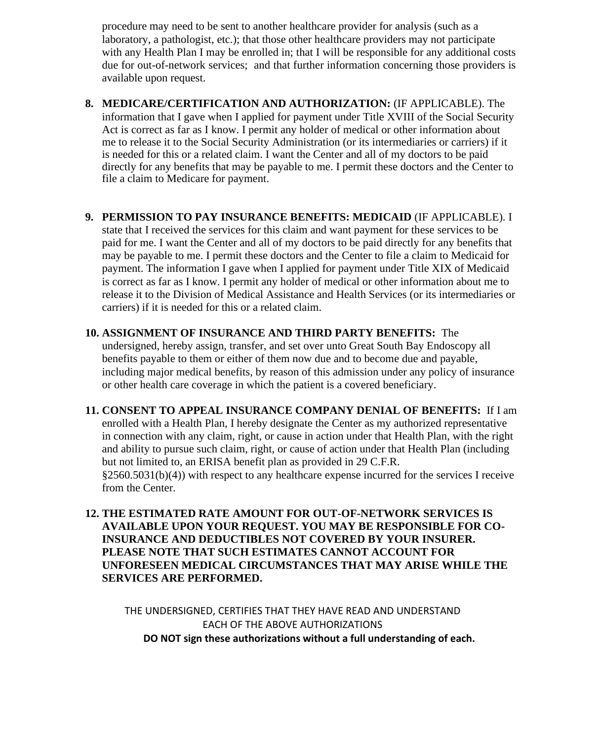procedure may need to be sent to another healthcare provider for analysis (such as a laboratory, a pathologist, etc.); that those other healthcare providers may not participate with any Health Plan I may be enrolled in; that I will be responsible for any additional costs due for out-of-network services; and that further information concerning those providers is available upon request.

8. **MEDICARE/CERTIFICATION AND AUTHORIZATION:** (IF APPLICABLE). The information that I gave when I applied for payment under Title XVIII of the Social Security Act is correct as far as I know. I permit any holder of medical or other information about me to release it to the Social Security Administration (or its intermediaries or carriers) if it is needed for this or a related claim. I want the Center and all of my doctors to be paid directly for any benefits that may be payable to me. I permit these doctors and the Center to file a claim to Medicare for payment.

9. **PERMISSION TO PAY INSURANCE BENEFITS: MEDICAID** (IF APPLICABLE). I state that I received the services for this claim and want payment for these services to be paid for me. I want the Center and all of my doctors to be paid directly for any benefits that may be payable to me. I permit these doctors and the Center to file a claim to Medicaid for payment. The information I gave when I applied for payment under Title XIX of Medicaid is correct as far as I know. I permit any holder of medical or other information about me to release it to the Division of Medical Assistance and Health Services (or its intermediaries or carriers) if it is needed for this or a related claim.

10. **ASSIGNMENT OF INSURANCE AND THIRD PARTY BENEFITS:** The undersigned, hereby assign, transfer, and set over unto Great South Bay Endoscopy all benefits payable to them or either of them now due and to become due and payable, including major medical benefits, by reason of this admission under any policy of insurance or other health care coverage in which the patient is a covered beneficiary.

11. **CONSENT TO APPEAL INSURANCE COMPANY DENIAL OF BENEFITS:** If I am enrolled with a Health Plan, I hereby designate the Center as my authorized representative in connection with any claim, right, or cause in action under that Health Plan, with the right and ability to pursue such claim, right, or cause of action under that Health Plan (including but not limited to, an ERISA benefit plan as provided in 29 C.F.R. §2560.5031(b)(4)) with respect to any healthcare expense incurred for the services I receive from the Center.

12. **THE ESTIMATED RATE AMOUNT FOR OUT-OF-NETWORK SERVICES IS AVAILABLE UPON YOUR REQUEST. YOU MAY BE RESPONSIBLE FOR CO-INSURANCE AND DEDUCTIBLES NOT COVERED BY YOUR INSURER. PLEASE NOTE THAT SUCH ESTIMATES CANNOT ACCOUNT FOR UNFORESEEN MEDICAL CIRCUMSTANCES THAT MAY ARISE WHILE THE SERVICES ARE PERFORMED.**

THE UNDERSIGNED, CERTIFIES THAT THEY HAVE READ AND UNDERSTAND EACH OF THE ABOVE AUTHORIZATIONS

**DO NOT sign these authorizations without a full understanding of each.**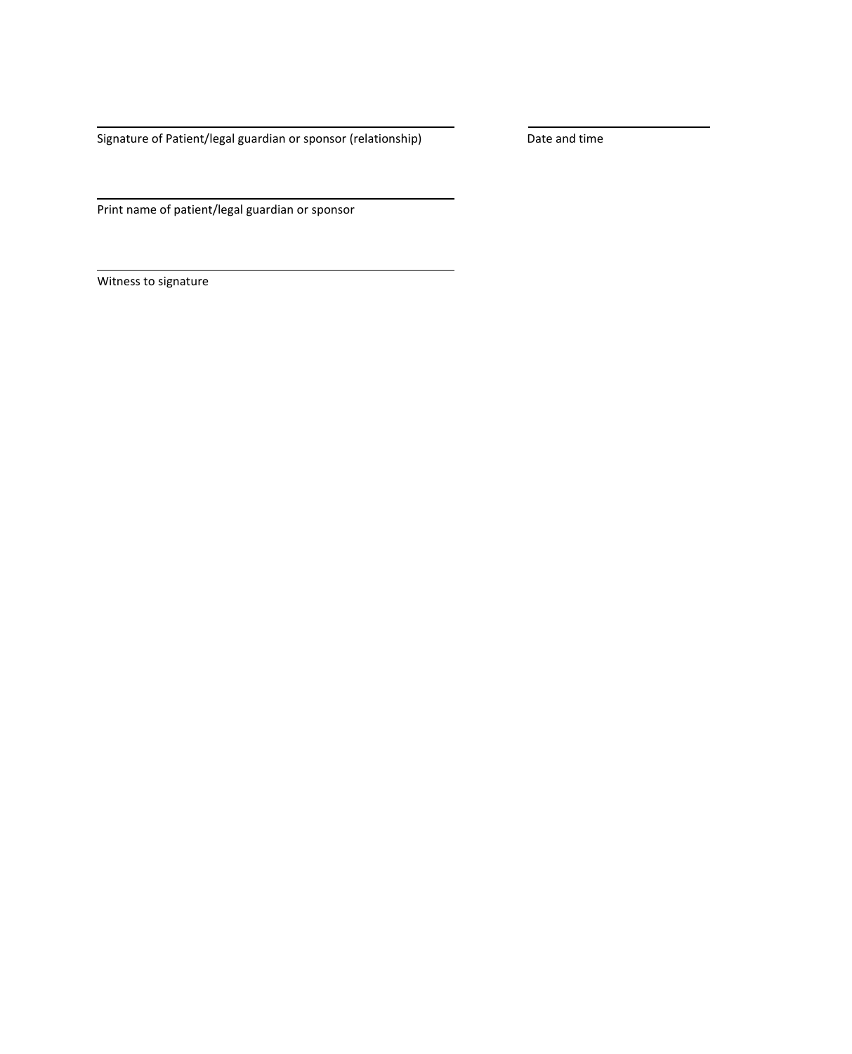\_\_\_\_\_\_\_\_\_\_\_\_\_\_\_\_\_\_\_\_\_\_\_\_\_\_\_\_\_\_\_\_\_\_\_\_\_\_\_\_\_\_\_\_\_\_\_\_\_\_\_\_

Signature of Patient/legal guardian or sponsor (relationship)

\_\_\_\_\_\_\_\_\_\_\_\_\_\_\_\_\_\_\_\_\_\_\_\_\_\_

Date and time

\_\_\_\_\_\_\_\_\_\_\_\_\_\_\_\_\_\_\_\_\_\_\_\_\_\_\_\_\_\_\_\_\_\_\_\_\_\_\_\_\_\_\_\_\_\_\_\_\_\_\_\_

Print name of patient/legal guardian or sponsor

\_\_\_\_\_\_\_\_\_\_\_\_\_\_\_\_\_\_\_\_\_\_\_\_\_\_\_\_\_\_\_\_\_\_\_\_\_\_\_\_\_\_\_\_\_\_\_\_\_\_\_\_

Witness to signature